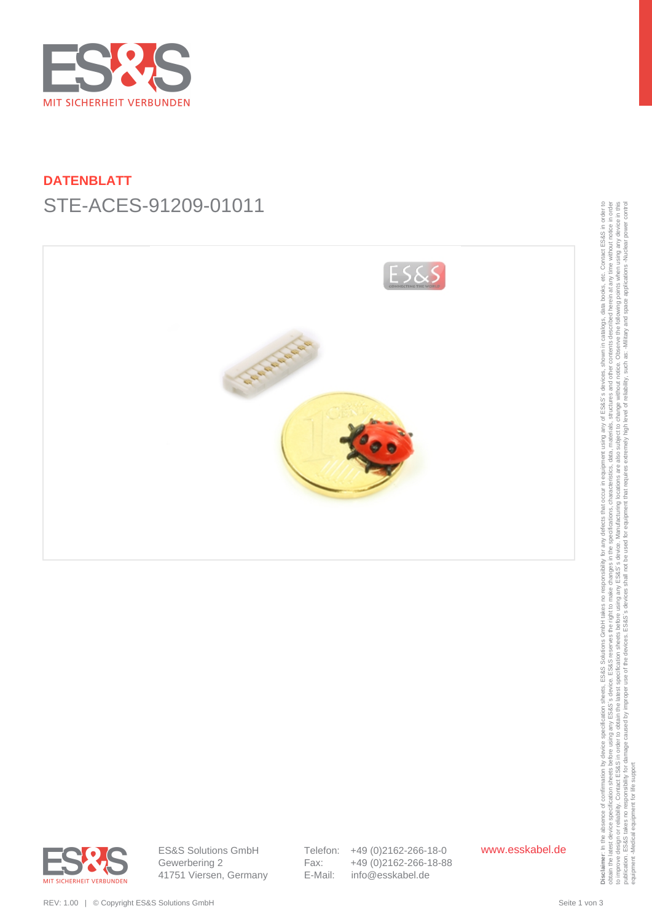MIT SICHERHEIT VERBUNDEN

**DATENBLATT**

# STE-ACES-91209-01011

ES&S Solutions GmbH
Gewerbering 2
41751 Viersen, Germany

Telefon: +49 (0)2162-266-18-0
Fax: +49 (0)2162-266-18-88
E-Mail: info@esskabel.de

www.esskabel.de

**Disclaimer**: In the absence of confirmation by device specification sheets, ES&S Solutions GmbH takes no responsibility for any defects that occur in equipment using any of ES&S´s devices, shown in catalogs, data books, etc. Contact ES&S in order to obtain the latest device specification sheets before using any ES&S´s device. ES&S reserves the right to make changes in the specifications, characteristics, data, materials, structures and other contents described herein at any time without notice in order to improve design or reliability. Contact ES&S in order to obtain the latest specification sheets before using any ES&S´s device. Manufacturing locations are also subject to change without notice. Observe the following points when using any device in this publication. ES&S takes no responsibility for damage caused by improper use of the devices. ES&S´s devices shall not be used for equipment that requires extremely high level of reliability, such as: -Military and space applications -Nuclear power control equipment -Medical equipment for life support

REV: 1.00 | © Copyright ES&S Solutions GmbH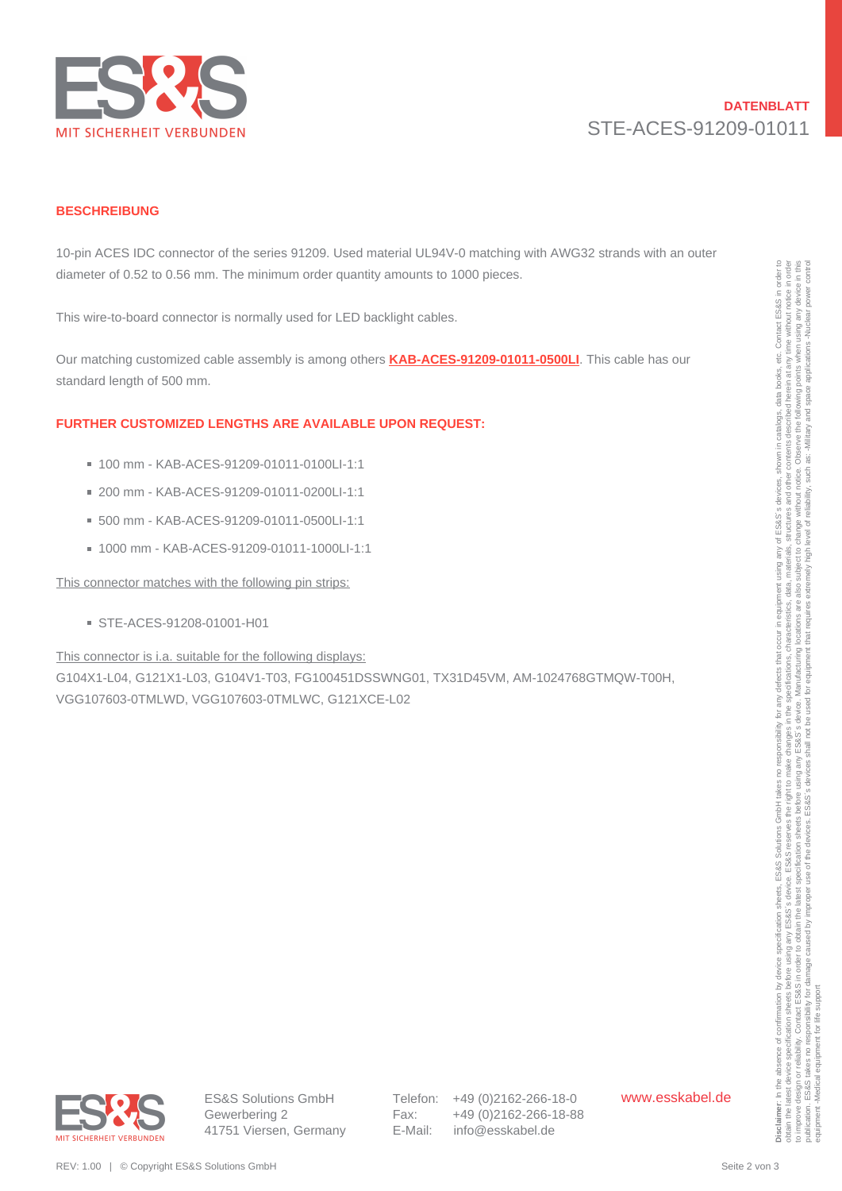**DATENBLATT**
STE-ACES-91209-01011

## BESCHREIBUNG

10-pin ACES IDC connector of the series 91209. Used material UL94V-0 matching with AWG32 strands with an outer diameter of 0.52 to 0.56 mm. The minimum order quantity amounts to 1000 pieces.

This wire-to-board connector is normally used for LED backlight cables.

Our matching customized cable assembly is among others **KAB-ACES-91209-01011-0500LI**. This cable has our standard length of 500 mm.

## FURTHER CUSTOMIZED LENGTHS ARE AVAILABLE UPON REQUEST:

- 100 mm - KAB-ACES-91209-01011-0100LI-1:1
- 200 mm - KAB-ACES-91209-01011-0200LI-1:1
- 500 mm - KAB-ACES-91209-01011-0500LI-1:1
- 1000 mm - KAB-ACES-91209-01011-1000LI-1:1

This connector matches with the following pin strips:

- STE-ACES-91208-01001-H01

This connector is i.a. suitable for the following displays:
G104X1-L04, G121X1-L03, G104V1-T03, FG100451DSSWNG01, TX31D45VM, AM-1024768GTMQW-T00H, VGG107603-0TMLWD, VGG107603-0TMLWC, G121XCE-L02

**Disclaimer**: In the absence of confirmation by device specification sheets, ES&S Solutions GmbH takes no responsibility for any defects that occur in equipment using any of ES&S´s devices, shown in catalogs, data books, etc. Contact ES&S in order to obtain the latest device specification sheets before using any ES&S´s device. ES&S reserves the right to make changes in the specifications, characteristics, data, materials, structures and other contents described herein at any time without notice in order to improve design or reliability. Contact ES&S in order to obtain the latest specification sheets before using any ES&S´s device. Manufacturing locations are also subject to change without notice. Observe the following points when using any device in this publication. ES&S takes no responsibility for damage caused by improper use of the devices. ES&S´s devices shall not be used for equipment that requires extremely high level of reliability, such as: -Military and space applications -Nuclear power control equipment -Medical equipment for life support

ES&S Solutions GmbH
Gewerbering 2
41751 Viersen, Germany

Telefon: +49 (0)2162-266-18-0
Fax: +49 (0)2162-266-18-88
E-Mail: info@esskabel.de

www.esskabel.de

REV: 1.00 | © Copyright ES&S Solutions GmbH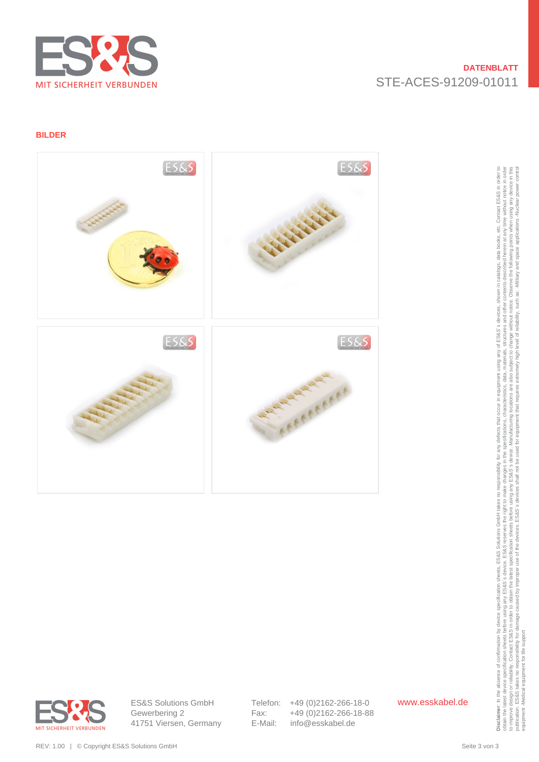**DATENBLATT**
STE-ACES-91209-01011

## BILDER

**Disclaimer**: In the absence of confirmation by device specification sheets, ES&S Solutions GmbH takes no responsibility for any defects that occur in equipment using any of ES&S´s devices, shown in catalogs, data books, etc. Contact ES&S in order to obtain the latest device specification sheets before using any ES&S´s device. ES&S reserves the right to make changes in the specifications, characteristics, data, materials, structures and other contents described herein at any time without notice in order to improve design or reliability. Contact ES&S in order to obtain the latest specification sheets before using any ES&S´s device. Manufacturing locations are also subject to change without notice. Observe the following points when using any device in this publication. ES&S takes no responsibility for damage caused by improper use of the devices. ES&S´s devices shall not be used for equipment that requires extremely high level of reliability, such as: -Military and space applications -Nuclear power control equipment -Medical equipment for life support

ES&S Solutions GmbH
Gewerbering 2
41751 Viersen, Germany

Telefon: +49 (0)2162-266-18-0
Fax: +49 (0)2162-266-18-88
E-Mail: info@esskabel.de

www.esskabel.de

REV: 1.00 | © Copyright ES&S Solutions GmbH